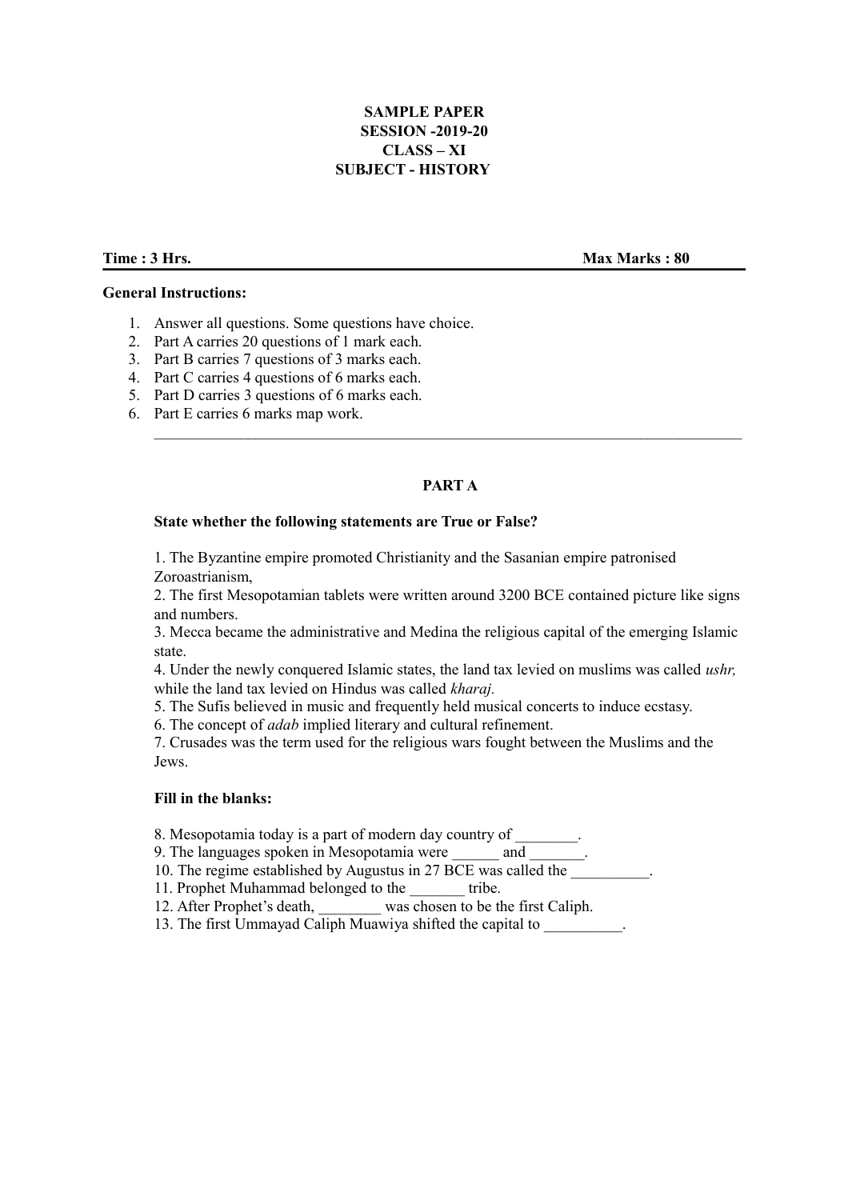**SAMPLE PAPER**
**SESSION -2019-20**
**CLASS – XI**
**SUBJECT - HISTORY**

**Time : 3 Hrs.** **Max Marks : 80**

**General Instructions:**

1. Answer all questions. Some questions have choice.
2. Part A carries 20 questions of 1 mark each.
3. Part B carries 7 questions of 3 marks each.
4. Part C carries 4 questions of 6 marks each.
5. Part D carries 3 questions of 6 marks each.
6. Part E carries 6 marks map work.

---

## PART A

**State whether the following statements are True or False?**

1. The Byzantine empire promoted Christianity and the Sasanian empire patronised Zoroastrianism,
2. The first Mesopotamian tablets were written around 3200 BCE contained picture like signs and numbers.
3. Mecca became the administrative and Medina the religious capital of the emerging Islamic state.
4. Under the newly conquered Islamic states, the land tax levied on muslims was called *ushr,* while the land tax levied on Hindus was called *kharaj.*
5. The Sufis believed in music and frequently held musical concerts to induce ecstasy.
6. The concept of *adab* implied literary and cultural refinement.
7. Crusades was the term used for the religious wars fought between the Muslims and the Jews.

**Fill in the blanks:**

8. Mesopotamia today is a part of modern day country of ________.
9. The languages spoken in Mesopotamia were ______ and _______.
10. The regime established by Augustus in 27 BCE was called the __________.
11. Prophet Muhammad belonged to the _______ tribe.
12. After Prophet's death, ________ was chosen to be the first Caliph.
13. The first Ummayad Caliph Muawiya shifted the capital to __________.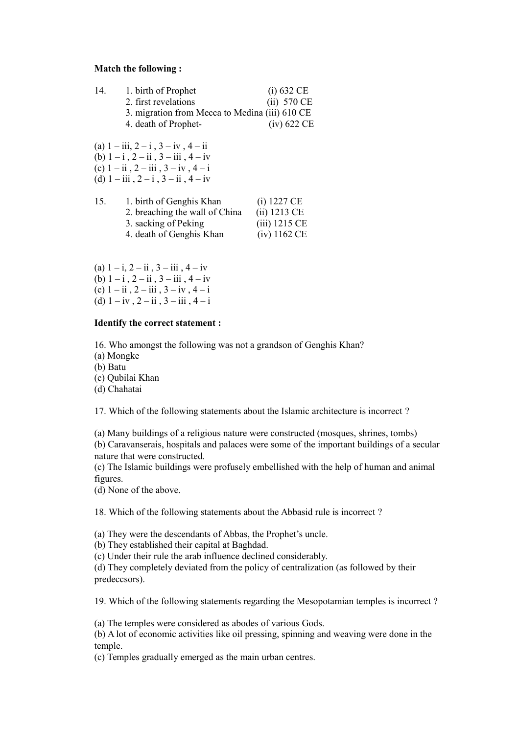**Match the following :**

14. 1. birth of Prophet (i) 632 CE
    2. first revelations (ii) 570 CE
    3. migration from Mecca to Medina (iii) 610 CE
    4. death of Prophet- (iv) 622 CE

(a) 1 – iii, 2 – i , 3 – iv , 4 – ii
(b) 1 – i , 2 – ii , 3 – iii , 4 – iv
(c) 1 – ii , 2 – iii , 3 – iv , 4 – i
(d) 1 – iii , 2 – i , 3 – ii , 4 – iv

15. 1. birth of Genghis Khan (i) 1227 CE
    2. breaching the wall of China (ii) 1213 CE
    3. sacking of Peking (iii) 1215 CE
    4. death of Genghis Khan (iv) 1162 CE

(a) 1 – i, 2 – ii , 3 – iii , 4 – iv
(b) 1 – i , 2 – ii , 3 – iii , 4 – iv
(c) 1 – ii , 2 – iii , 3 – iv , 4 – i
(d) 1 – iv , 2 – ii , 3 – iii , 4 – i

**Identify the correct statement :**

16. Who amongst the following was not a grandson of Genghis Khan?
(a) Mongke
(b) Batu
(c) Qubilai Khan
(d) Chahatai

17. Which of the following statements about the Islamic architecture is incorrect ?

(a) Many buildings of a religious nature were constructed (mosques, shrines, tombs)
(b) Caravanserais, hospitals and palaces were some of the important buildings of a secular nature that were constructed.
(c) The Islamic buildings were profusely embellished with the help of human and animal figures.
(d) None of the above.

18. Which of the following statements about the Abbasid rule is incorrect ?

(a) They were the descendants of Abbas, the Prophet's uncle.
(b) They established their capital at Baghdad.
(c) Under their rule the arab influence declined considerably.
(d) They completely deviated from the policy of centralization (as followed by their predeccsors).

19. Which of the following statements regarding the Mesopotamian temples is incorrect ?

(a) The temples were considered as abodes of various Gods.
(b) A lot of economic activities like oil pressing, spinning and weaving were done in the temple.
(c) Temples gradually emerged as the main urban centres.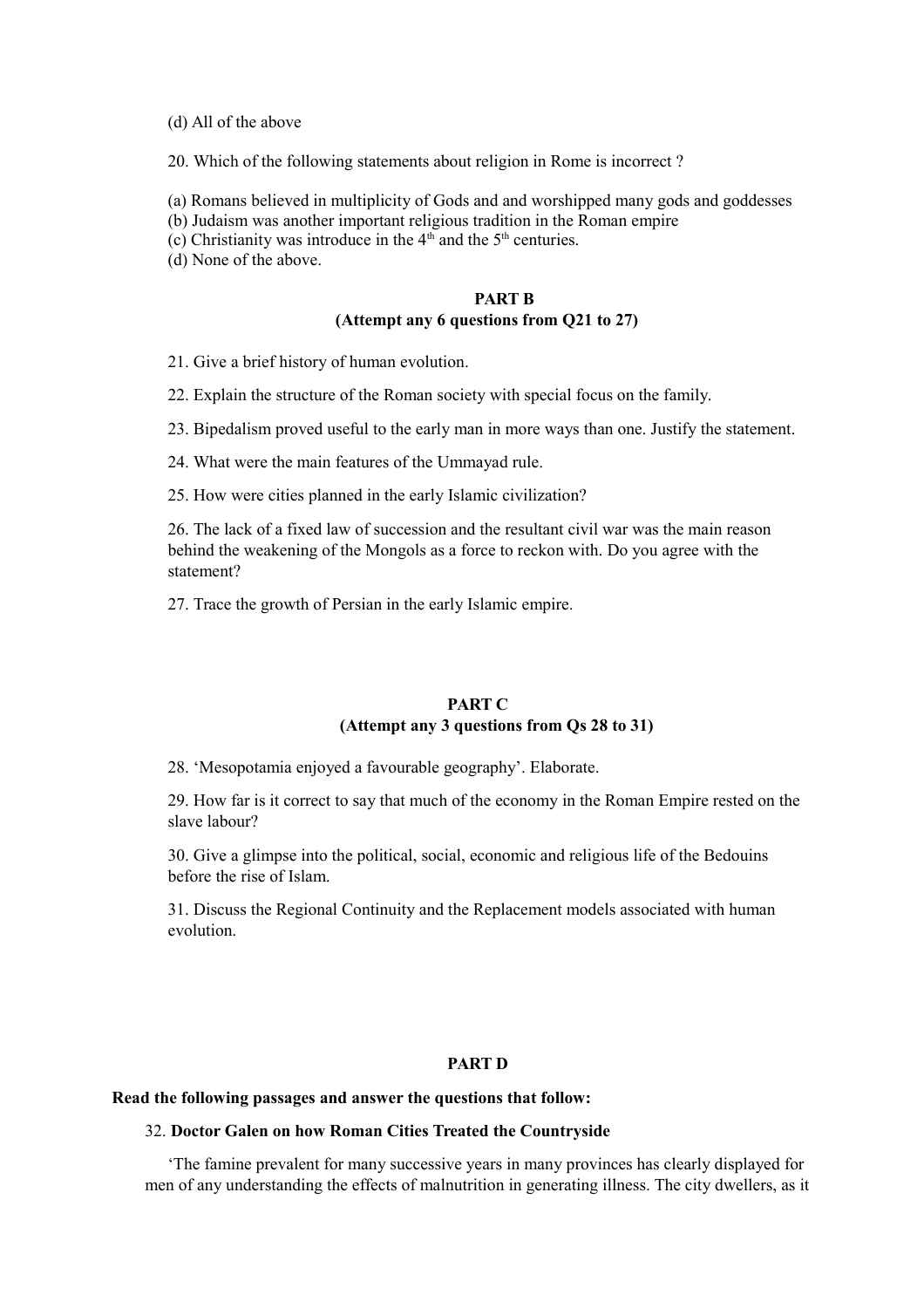(d) All of the above

20. Which of the following statements about religion in Rome is incorrect ?

(a) Romans believed in multiplicity of Gods and and worshipped many gods and goddesses
(b) Judaism was another important religious tradition in the Roman empire
(c) Christianity was introduce in the $4^{th}$ and the $5^{th}$ centuries.
(d) None of the above.

## PART B
### (Attempt any 6 questions from Q21 to 27)

21. Give a brief history of human evolution.

22. Explain the structure of the Roman society with special focus on the family.

23. Bipedalism proved useful to the early man in more ways than one. Justify the statement.

24. What were the main features of the Ummayad rule.

25. How were cities planned in the early Islamic civilization?

26. The lack of a fixed law of succession and the resultant civil war was the main reason behind the weakening of the Mongols as a force to reckon with. Do you agree with the statement?

27. Trace the growth of Persian in the early Islamic empire.

## PART C
### (Attempt any 3 questions from Qs 28 to 31)

28. 'Mesopotamia enjoyed a favourable geography'. Elaborate.

29. How far is it correct to say that much of the economy in the Roman Empire rested on the slave labour?

30. Give a glimpse into the political, social, economic and religious life of the Bedouins before the rise of Islam.

31. Discuss the Regional Continuity and the Replacement models associated with human evolution.

## PART D

**Read the following passages and answer the questions that follow:**

32. **Doctor Galen on how Roman Cities Treated the Countryside**

'The famine prevalent for many successive years in many provinces has clearly displayed for men of any understanding the effects of malnutrition in generating illness. The city dwellers, as it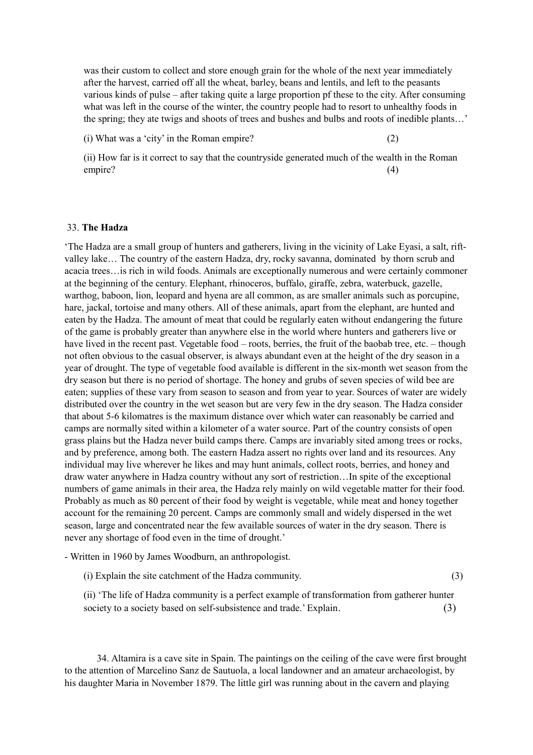was their custom to collect and store enough grain for the whole of the next year immediately after the harvest, carried off all the wheat, barley, beans and lentils, and left to the peasants various kinds of pulse – after taking quite a large proportion pf these to the city. After consuming what was left in the course of the winter, the country people had to resort to unhealthy foods in the spring; they ate twigs and shoots of trees and bushes and bulbs and roots of inedible plants…'

(i) What was a 'city' in the Roman empire? (2)

(ii) How far is it correct to say that the countryside generated much of the wealth in the Roman empire? (4)

33. **The Hadza**

'The Hadza are a small group of hunters and gatherers, living in the vicinity of Lake Eyasi, a salt, rift-valley lake… The country of the eastern Hadza, dry, rocky savanna, dominated by thorn scrub and acacia trees…is rich in wild foods. Animals are exceptionally numerous and were certainly commoner at the beginning of the century. Elephant, rhinoceros, buffalo, giraffe, zebra, waterbuck, gazelle, warthog, baboon, lion, leopard and hyena are all common, as are smaller animals such as porcupine, hare, jackal, tortoise and many others. All of these animals, apart from the elephant, are hunted and eaten by the Hadza. The amount of meat that could be regularly eaten without endangering the future of the game is probably greater than anywhere else in the world where hunters and gatherers live or have lived in the recent past. Vegetable food – roots, berries, the fruit of the baobab tree, etc. – though not often obvious to the casual observer, is always abundant even at the height of the dry season in a year of drought. The type of vegetable food available is different in the six-month wet season from the dry season but there is no period of shortage. The honey and grubs of seven species of wild bee are eaten; supplies of these vary from season to season and from year to year. Sources of water are widely distributed over the country in the wet season but are very few in the dry season. The Hadza consider that about 5-6 kilomatres is the maximum distance over which water can reasonably be carried and camps are normally sited within a kilometer of a water source. Part of the country consists of open grass plains but the Hadza never build camps there. Camps are invariably sited among trees or rocks, and by preference, among both. The eastern Hadza assert no rights over land and its resources. Any individual may live wherever he likes and may hunt animals, collect roots, berries, and honey and draw water anywhere in Hadza country without any sort of restriction…In spite of the exceptional numbers of game animals in their area, the Hadza rely mainly on wild vegetable matter for their food. Probably as much as 80 percent of their food by weight is vegetable, while meat and honey together account for the remaining 20 percent. Camps are commonly small and widely dispersed in the wet season, large and concentrated near the few available sources of water in the dry season. There is never any shortage of food even in the time of drought.'

- Written in 1960 by James Woodburn, an anthropologist.

(i) Explain the site catchment of the Hadza community. (3)

(ii) 'The life of Hadza community is a perfect example of transformation from gatherer hunter society to a society based on self-subsistence and trade.' Explain. (3)

34. Altamira is a cave site in Spain. The paintings on the ceiling of the cave were first brought to the attention of Marcelino Sanz de Sautuola, a local landowner and an amateur archaeologist, by his daughter Maria in November 1879. The little girl was running about in the cavern and playing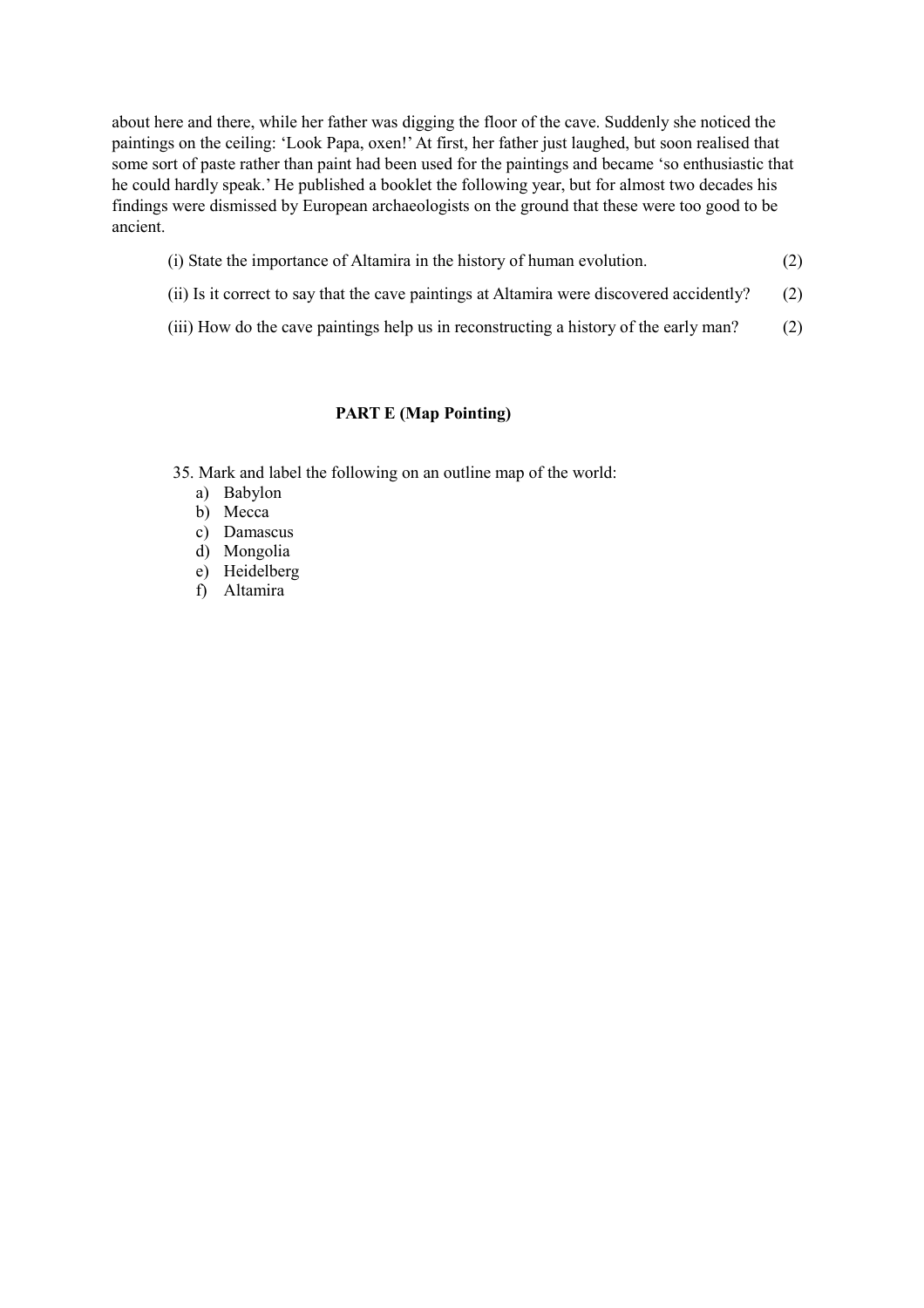about here and there, while her father was digging the floor of the cave. Suddenly she noticed the paintings on the ceiling: 'Look Papa, oxen!' At first, her father just laughed, but soon realised that some sort of paste rather than paint had been used for the paintings and became 'so enthusiastic that he could hardly speak.' He published a booklet the following year, but for almost two decades his findings were dismissed by European archaeologists on the ground that these were too good to be ancient.

(i) State the importance of Altamira in the history of human evolution. (2)

(ii) Is it correct to say that the cave paintings at Altamira were discovered accidently? (2)

(iii) How do the cave paintings help us in reconstructing a history of the early man? (2)

**PART E (Map Pointing)**

35. Mark and label the following on an outline map of the world:

a) Babylon
b) Mecca
c) Damascus
d) Mongolia
e) Heidelberg
f) Altamira